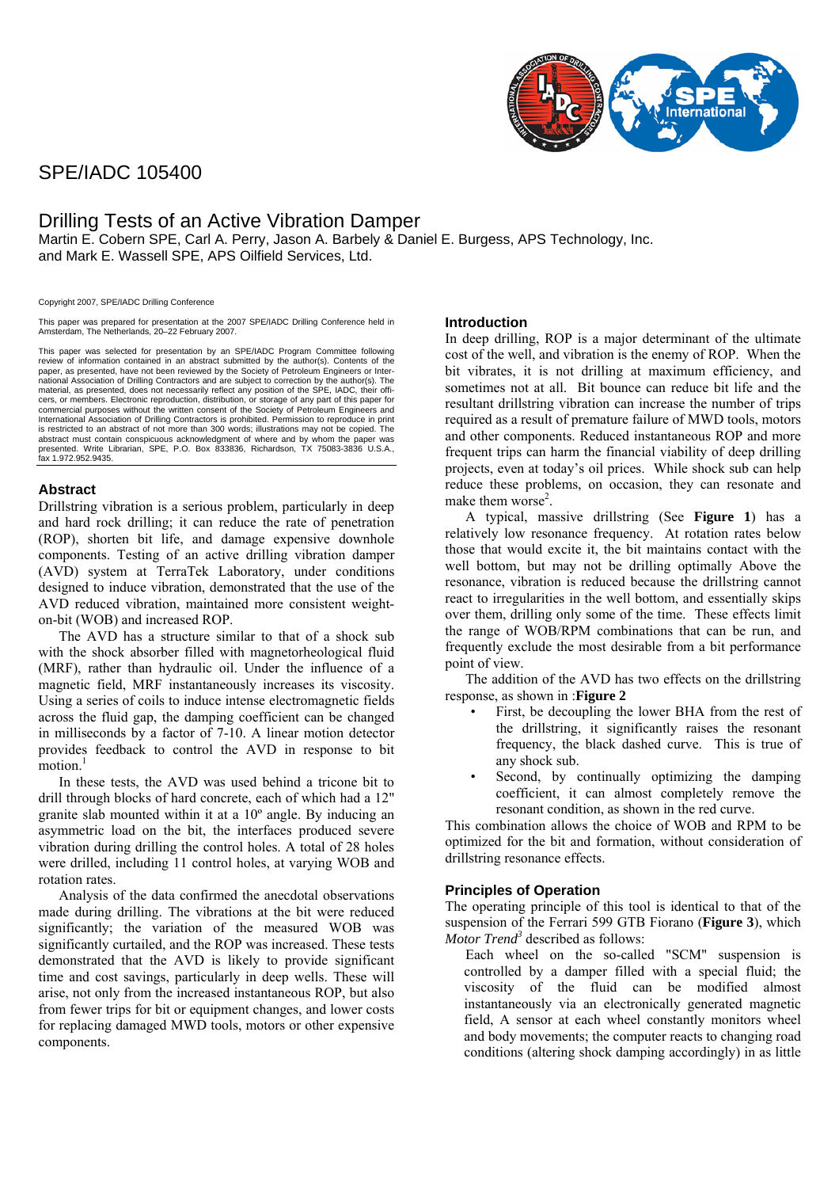# SPE/IADC 105400

## Drilling Tests of an Active Vibration Damper

Martin E. Cobern SPE, Carl A. Perry, Jason A. Barbely & Daniel E. Burgess, APS Technology, Inc. and Mark E. Wassell SPE, APS Oilfield Services, Ltd.

Copyright 2007, SPE/IADC Drilling Conference

This paper was prepared for presentation at the 2007 SPE/IADC Drilling Conference held in Amsterdam, The Netherlands, 20–22 February 2007.

This paper was selected for presentation by an SPE/IADC Program Committee following review of information contained in an abstract submitted by the author(s). Contents of the paper, as presented, have not been reviewed by the Society of Petroleum Engineers or International Association of Drilling Contractors and are subject to correction by the author(s). The material, as presented, does not necessarily reflect any position of the SPE, IADC, their officers, or members. Electronic reproduction, distribution, or storage of any part of this paper for commercial purposes without the written consent of the Society of Petroleum Engineers and International Association of Drilling Contractors is prohibited. Permission to reproduce in print is restricted to an abstract of not more than 300 words; illustrations may not be copied. The abstract must contain conspicuous acknowledgment of where and by whom the paper was presented. Write Librarian, SPE, P.O. Box 833836, Richardson, TX 75083-3836 U.S.A., fax 1.972.952.9435.

## Abstract

Drillstring vibration is a serious problem, particularly in deep and hard rock drilling; it can reduce the rate of penetration (ROP), shorten bit life, and damage expensive downhole components. Testing of an active drilling vibration damper (AVD) system at TerraTek Laboratory, under conditions designed to induce vibration, demonstrated that the use of the AVD reduced vibration, maintained more consistent weight-on-bit (WOB) and increased ROP.

The AVD has a structure similar to that of a shock sub with the shock absorber filled with magnetorheological fluid (MRF), rather than hydraulic oil. Under the influence of a magnetic field, MRF instantaneously increases its viscosity. Using a series of coils to induce intense electromagnetic fields across the fluid gap, the damping coefficient can be changed in milliseconds by a factor of 7-10. A linear motion detector provides feedback to control the AVD in response to bit motion.[1]

In these tests, the AVD was used behind a tricone bit to drill through blocks of hard concrete, each of which had a 12" granite slab mounted within it at a 10º angle. By inducing an asymmetric load on the bit, the interfaces produced severe vibration during drilling the control holes. A total of 28 holes were drilled, including 11 control holes, at varying WOB and rotation rates.

Analysis of the data confirmed the anecdotal observations made during drilling. The vibrations at the bit were reduced significantly; the variation of the measured WOB was significantly curtailed, and the ROP was increased. These tests demonstrated that the AVD is likely to provide significant time and cost savings, particularly in deep wells. These will arise, not only from the increased instantaneous ROP, but also from fewer trips for bit or equipment changes, and lower costs for replacing damaged MWD tools, motors or other expensive components.

## Introduction

In deep drilling, ROP is a major determinant of the ultimate cost of the well, and vibration is the enemy of ROP. When the bit vibrates, it is not drilling at maximum efficiency, and sometimes not at all. Bit bounce can reduce bit life and the resultant drillstring vibration can increase the number of trips required as a result of premature failure of MWD tools, motors and other components. Reduced instantaneous ROP and more frequent trips can harm the financial viability of deep drilling projects, even at today's oil prices. While shock sub can help reduce these problems, on occasion, they can resonate and make them worse[2].

A typical, massive drillstring (See **Figure 1**) has a relatively low resonance frequency. At rotation rates below those that would excite it, the bit maintains contact with the well bottom, but may not be drilling optimally Above the resonance, vibration is reduced because the drillstring cannot react to irregularities in the well bottom, and essentially skips over them, drilling only some of the time. These effects limit the range of WOB/RPM combinations that can be run, and frequently exclude the most desirable from a bit performance point of view.

The addition of the AVD has two effects on the drillstring response, as shown in :**Figure 2**

- First, be decoupling the lower BHA from the rest of the drillstring, it significantly raises the resonant frequency, the black dashed curve. This is true of any shock sub.
- Second, by continually optimizing the damping coefficient, it can almost completely remove the resonant condition, as shown in the red curve.

This combination allows the choice of WOB and RPM to be optimized for the bit and formation, without consideration of drillstring resonance effects.

## Principles of Operation

The operating principle of this tool is identical to that of the suspension of the Ferrari 599 GTB Fiorano (**Figure 3**), which *Motor Trend*[3] described as follows:

> Each wheel on the so-called "SCM" suspension is controlled by a damper filled with a special fluid; the viscosity of the fluid can be modified almost instantaneously via an electronically generated magnetic field, A sensor at each wheel constantly monitors wheel and body movements; the computer reacts to changing road conditions (altering shock damping accordingly) in as little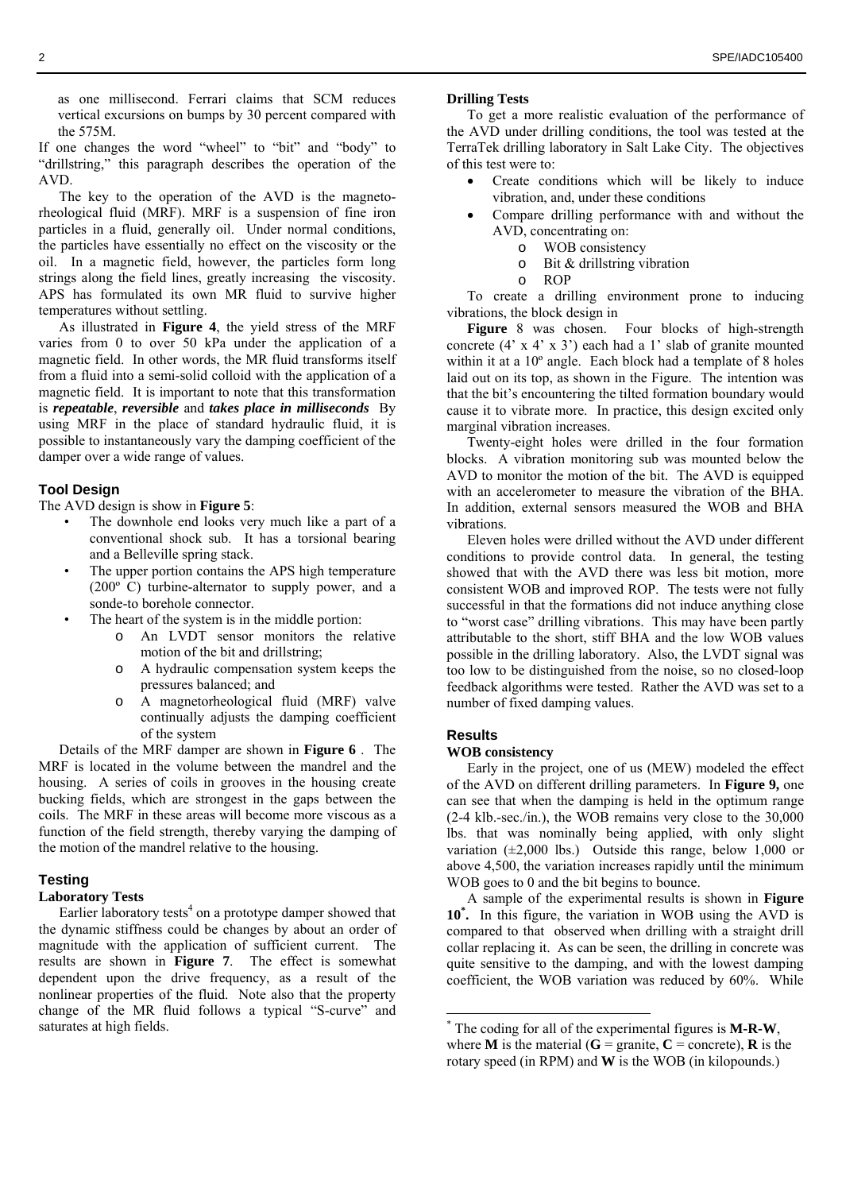as one millisecond. Ferrari claims that SCM reduces vertical excursions on bumps by 30 percent compared with the 575M.

If one changes the word "wheel" to "bit" and "body" to "drillstring," this paragraph describes the operation of the AVD.

The key to the operation of the AVD is the magnetorheological fluid (MRF). MRF is a suspension of fine iron particles in a fluid, generally oil. Under normal conditions, the particles have essentially no effect on the viscosity or the oil. In a magnetic field, however, the particles form long strings along the field lines, greatly increasing the viscosity. APS has formulated its own MR fluid to survive higher temperatures without settling.

As illustrated in **Figure 4**, the yield stress of the MRF varies from 0 to over 50 kPa under the application of a magnetic field. In other words, the MR fluid transforms itself from a fluid into a semi-solid colloid with the application of a magnetic field. It is important to note that this transformation is ***repeatable***, ***reversible*** and ***takes place in milliseconds*** By using MRF in the place of standard hydraulic fluid, it is possible to instantaneously vary the damping coefficient of the damper over a wide range of values.

## Tool Design

The AVD design is show in **Figure 5**:

- The downhole end looks very much like a part of a conventional shock sub. It has a torsional bearing and a Belleville spring stack.
- The upper portion contains the APS high temperature (200º C) turbine-alternator to supply power, and a sonde-to borehole connector.
- The heart of the system is in the middle portion:
  - An LVDT sensor monitors the relative motion of the bit and drillstring;
  - A hydraulic compensation system keeps the pressures balanced; and
  - A magnetorheological fluid (MRF) valve continually adjusts the damping coefficient of the system

Details of the MRF damper are shown in **Figure 6** . The MRF is located in the volume between the mandrel and the housing. A series of coils in grooves in the housing create bucking fields, which are strongest in the gaps between the coils. The MRF in these areas will become more viscous as a function of the field strength, thereby varying the damping of the motion of the mandrel relative to the housing.

## Testing

### Laboratory Tests

Earlier laboratory tests[4] on a prototype damper showed that the dynamic stiffness could be changes by about an order of magnitude with the application of sufficient current. The results are shown in **Figure 7**. The effect is somewhat dependent upon the drive frequency, as a result of the nonlinear properties of the fluid. Note also that the property change of the MR fluid follows a typical "S-curve" and saturates at high fields.

### Drilling Tests

To get a more realistic evaluation of the performance of the AVD under drilling conditions, the tool was tested at the TerraTek drilling laboratory in Salt Lake City. The objectives of this test were to:

- Create conditions which will be likely to induce vibration, and, under these conditions
- Compare drilling performance with and without the AVD, concentrating on:
  - WOB consistency
  - Bit & drillstring vibration
  - ROP

To create a drilling environment prone to inducing vibrations, the block design in **Figure** 8 was chosen. Four blocks of high-strength concrete (4' x 4' x 3') each had a 1' slab of granite mounted within it at a 10º angle. Each block had a template of 8 holes laid out on its top, as shown in the Figure. The intention was that the bit's encountering the tilted formation boundary would cause it to vibrate more. In practice, this design excited only marginal vibration increases.

Twenty-eight holes were drilled in the four formation blocks. A vibration monitoring sub was mounted below the AVD to monitor the motion of the bit. The AVD is equipped with an accelerometer to measure the vibration of the BHA. In addition, external sensors measured the WOB and BHA vibrations.

Eleven holes were drilled without the AVD under different conditions to provide control data. In general, the testing showed that with the AVD there was less bit motion, more consistent WOB and improved ROP. The tests were not fully successful in that the formations did not induce anything close to "worst case" drilling vibrations. This may have been partly attributable to the short, stiff BHA and the low WOB values possible in the drilling laboratory. Also, the LVDT signal was too low to be distinguished from the noise, so no closed-loop feedback algorithms were tested. Rather the AVD was set to a number of fixed damping values.

## Results

### WOB consistency

Early in the project, one of us (MEW) modeled the effect of the AVD on different drilling parameters. In **Figure 9,** one can see that when the damping is held in the optimum range (2-4 klb.-sec./in.), the WOB remains very close to the 30,000 lbs. that was nominally being applied, with only slight variation (±2,000 lbs.) Outside this range, below 1,000 or above 4,500, the variation increases rapidly until the minimum WOB goes to 0 and the bit begins to bounce.

A sample of the experimental results is shown in **Figure 10**[*]**.** In this figure, the variation in WOB using the AVD is compared to that observed when drilling with a straight drill collar replacing it. As can be seen, the drilling in concrete was quite sensitive to the damping, and with the lowest damping coefficient, the WOB variation was reduced by 60%. While

[*] The coding for all of the experimental figures is **M-R-W**, where **M** is the material (**G** = granite, **C** = concrete), **R** is the rotary speed (in RPM) and **W** is the WOB (in kilopounds.)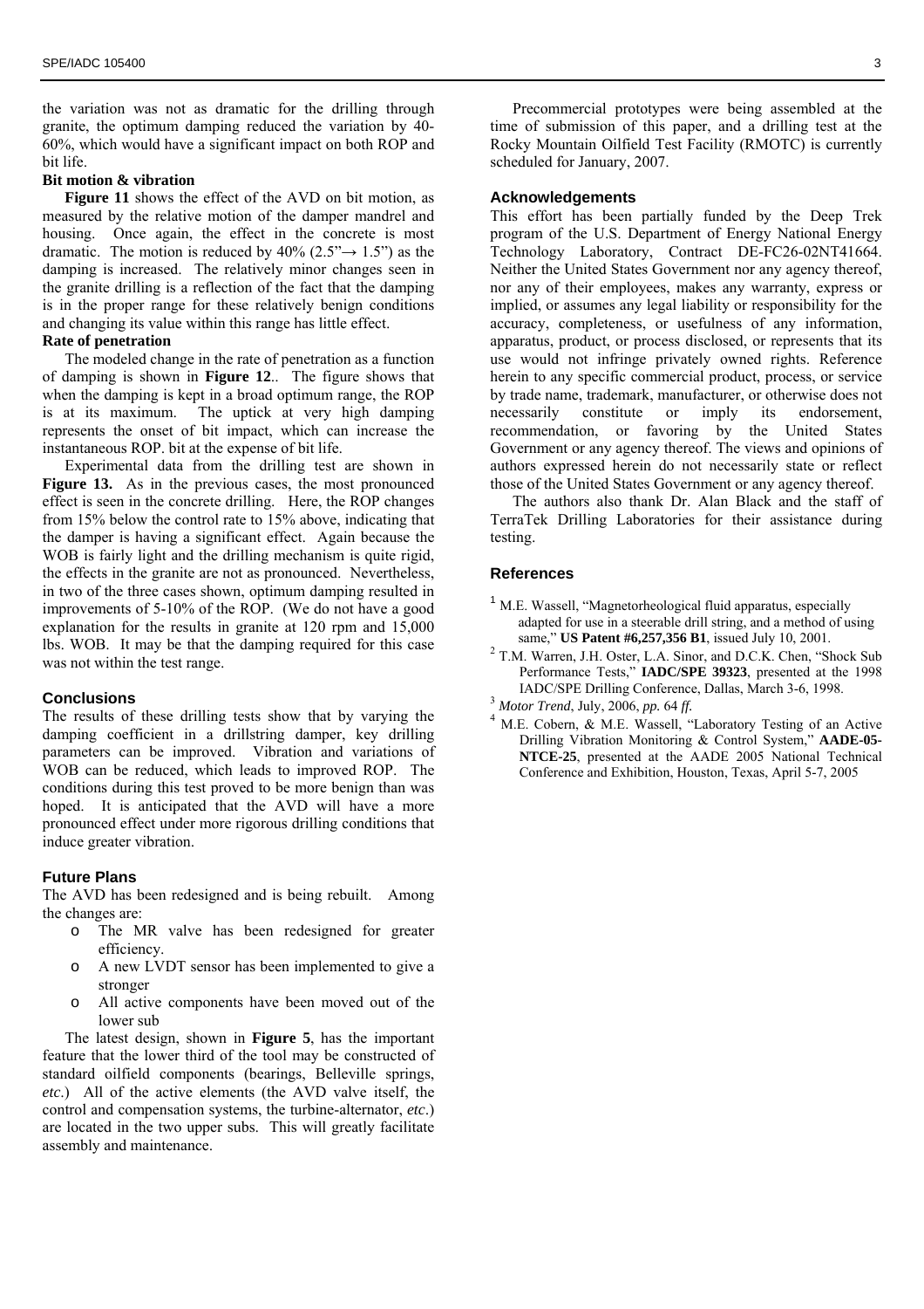the variation was not as dramatic for the drilling through granite, the optimum damping reduced the variation by 40-60%, which would have a significant impact on both ROP and bit life.

**Bit motion & vibration**

**Figure 11** shows the effect of the AVD on bit motion, as measured by the relative motion of the damper mandrel and housing. Once again, the effect in the concrete is most dramatic. The motion is reduced by 40% (2.5"→ 1.5") as the damping is increased. The relatively minor changes seen in the granite drilling is a reflection of the fact that the damping is in the proper range for these relatively benign conditions and changing its value within this range has little effect.

**Rate of penetration**

The modeled change in the rate of penetration as a function of damping is shown in **Figure 12**.. The figure shows that when the damping is kept in a broad optimum range, the ROP is at its maximum. The uptick at very high damping represents the onset of bit impact, which can increase the instantaneous ROP. bit at the expense of bit life.

Experimental data from the drilling test are shown in **Figure 13.** As in the previous cases, the most pronounced effect is seen in the concrete drilling. Here, the ROP changes from 15% below the control rate to 15% above, indicating that the damper is having a significant effect. Again because the WOB is fairly light and the drilling mechanism is quite rigid, the effects in the granite are not as pronounced. Nevertheless, in two of the three cases shown, optimum damping resulted in improvements of 5-10% of the ROP. (We do not have a good explanation for the results in granite at 120 rpm and 15,000 lbs. WOB. It may be that the damping required for this case was not within the test range.

## Conclusions

The results of these drilling tests show that by varying the damping coefficient in a drillstring damper, key drilling parameters can be improved. Vibration and variations of WOB can be reduced, which leads to improved ROP. The conditions during this test proved to be more benign than was hoped. It is anticipated that the AVD will have a more pronounced effect under more rigorous drilling conditions that induce greater vibration.

## Future Plans

The AVD has been redesigned and is being rebuilt. Among the changes are:

- The MR valve has been redesigned for greater efficiency.
- A new LVDT sensor has been implemented to give a stronger
- All active components have been moved out of the lower sub

The latest design, shown in **Figure 5**, has the important feature that the lower third of the tool may be constructed of standard oilfield components (bearings, Belleville springs, *etc.*) All of the active elements (the AVD valve itself, the control and compensation systems, the turbine-alternator, *etc.*) are located in the two upper subs. This will greatly facilitate assembly and maintenance.

Precommercial prototypes were being assembled at the time of submission of this paper, and a drilling test at the Rocky Mountain Oilfield Test Facility (RMOTC) is currently scheduled for January, 2007.

## Acknowledgements

This effort has been partially funded by the Deep Trek program of the U.S. Department of Energy National Energy Technology Laboratory, Contract DE-FC26-02NT41664. Neither the United States Government nor any agency thereof, nor any of their employees, makes any warranty, express or implied, or assumes any legal liability or responsibility for the accuracy, completeness, or usefulness of any information, apparatus, product, or process disclosed, or represents that its use would not infringe privately owned rights. Reference herein to any specific commercial product, process, or service by trade name, trademark, manufacturer, or otherwise does not necessarily constitute or imply its endorsement, recommendation, or favoring by the United States Government or any agency thereof. The views and opinions of authors expressed herein do not necessarily state or reflect those of the United States Government or any agency thereof.

The authors also thank Dr. Alan Black and the staff of TerraTek Drilling Laboratories for their assistance during testing.

## References

[1] M.E. Wassell, "Magnetorheological fluid apparatus, especially adapted for use in a steerable drill string, and a method of using same," **US Patent #6,257,356 B1**, issued July 10, 2001.

[2] T.M. Warren, J.H. Oster, L.A. Sinor, and D.C.K. Chen, "Shock Sub Performance Tests," **IADC/SPE 39323**, presented at the 1998 IADC/SPE Drilling Conference, Dallas, March 3-6, 1998.

[3] *Motor Trend*, July, 2006, *pp.* 64 *ff.*

[4] M.E. Cobern, & M.E. Wassell, "Laboratory Testing of an Active Drilling Vibration Monitoring & Control System," **AADE-05-NTCE-25**, presented at the AADE 2005 National Technical Conference and Exhibition, Houston, Texas, April 5-7, 2005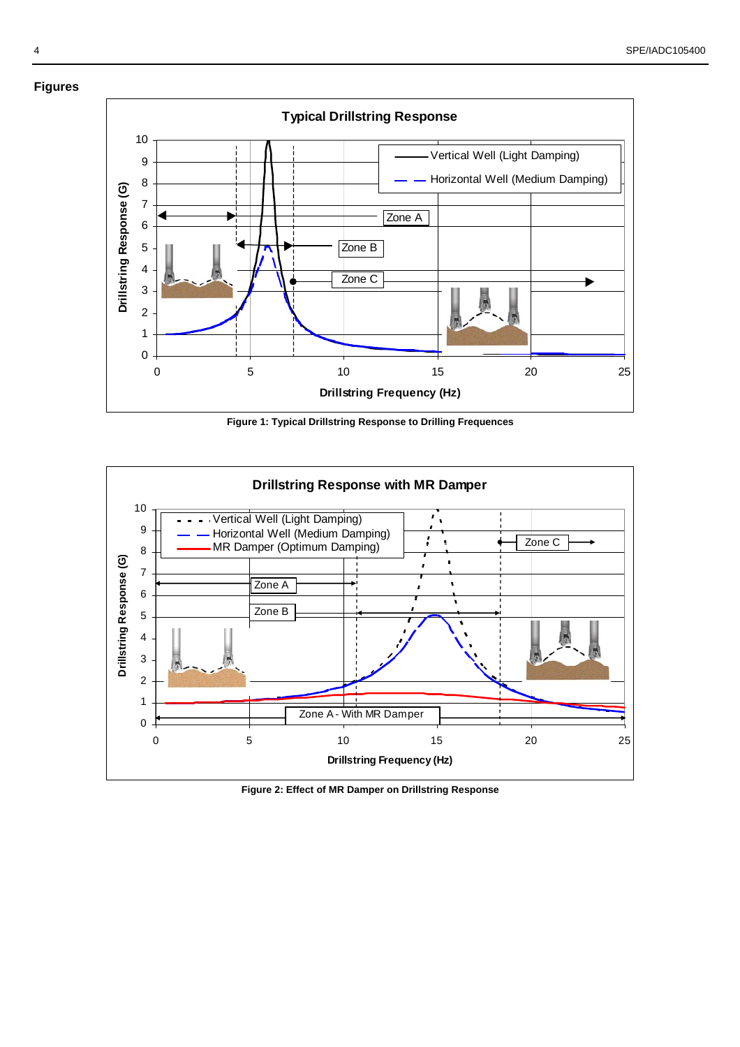## Figures

Figure 1: Typical Drillstring Response to Drilling Frequences

Figure 2: Effect of MR Damper on Drillstring Response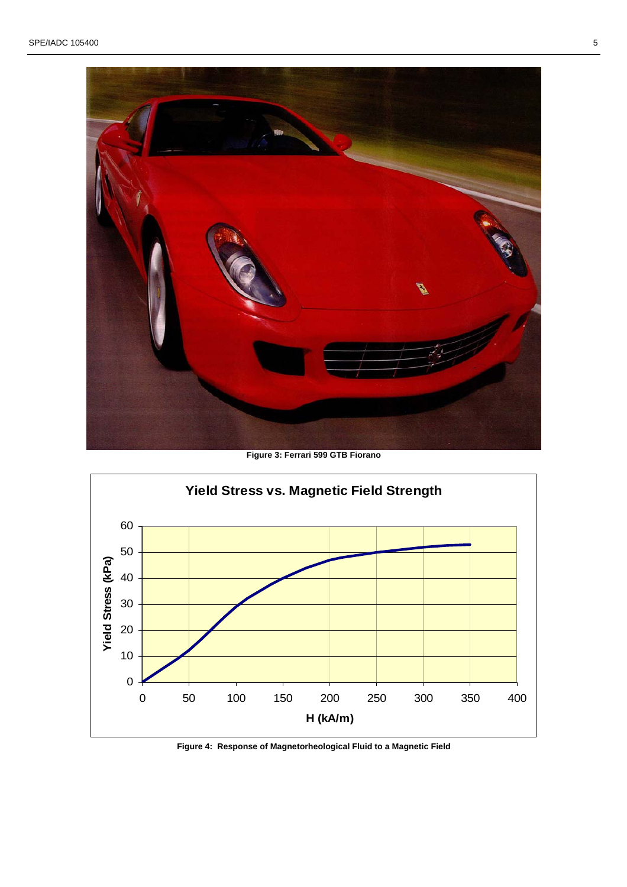Figure 3: Ferrari 599 GTB Fiorano

Figure 4: Response of Magnetorheological Fluid to a Magnetic Field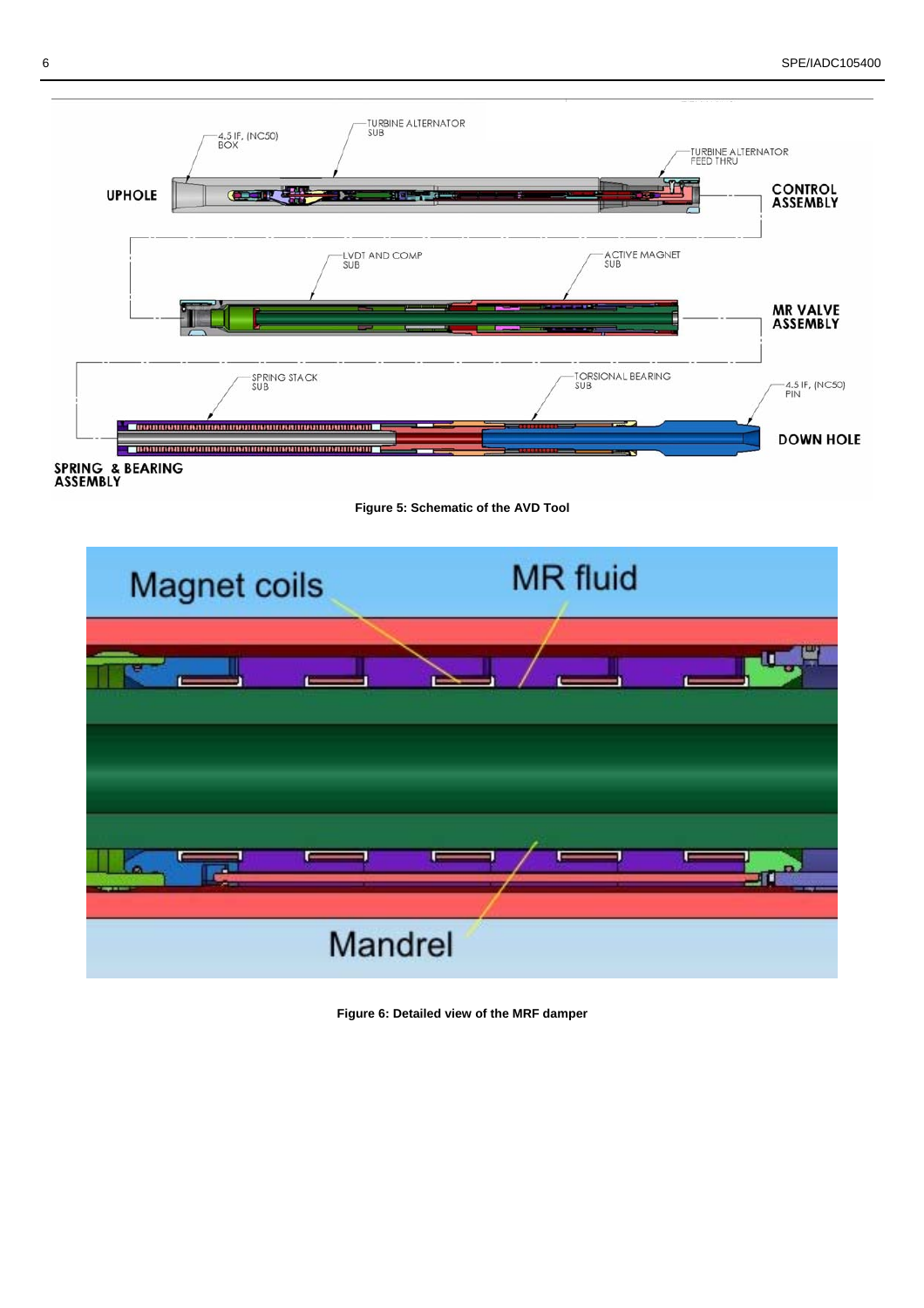**Figure 5: Schematic of the AVD Tool**

**Figure 6: Detailed view of the MRF damper**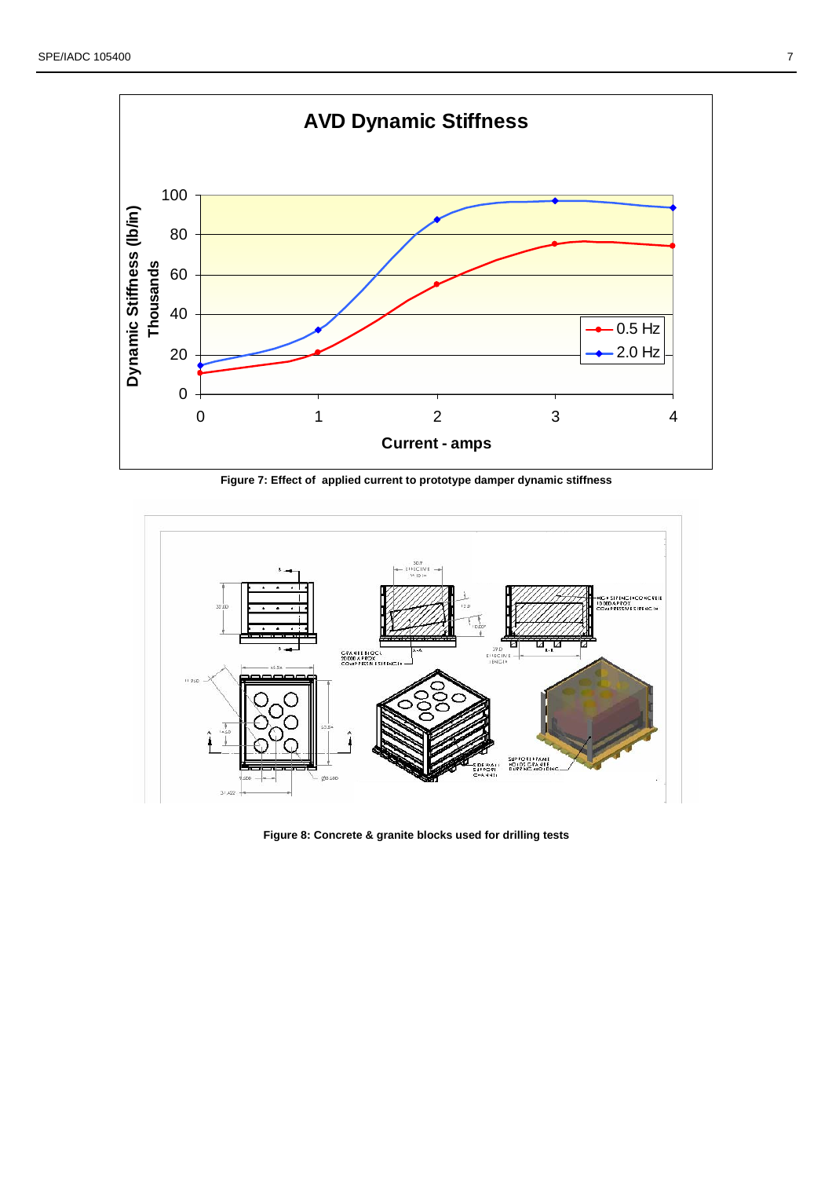Figure 7: Effect of applied current to prototype damper dynamic stiffness

Figure 8: Concrete & granite blocks used for drilling tests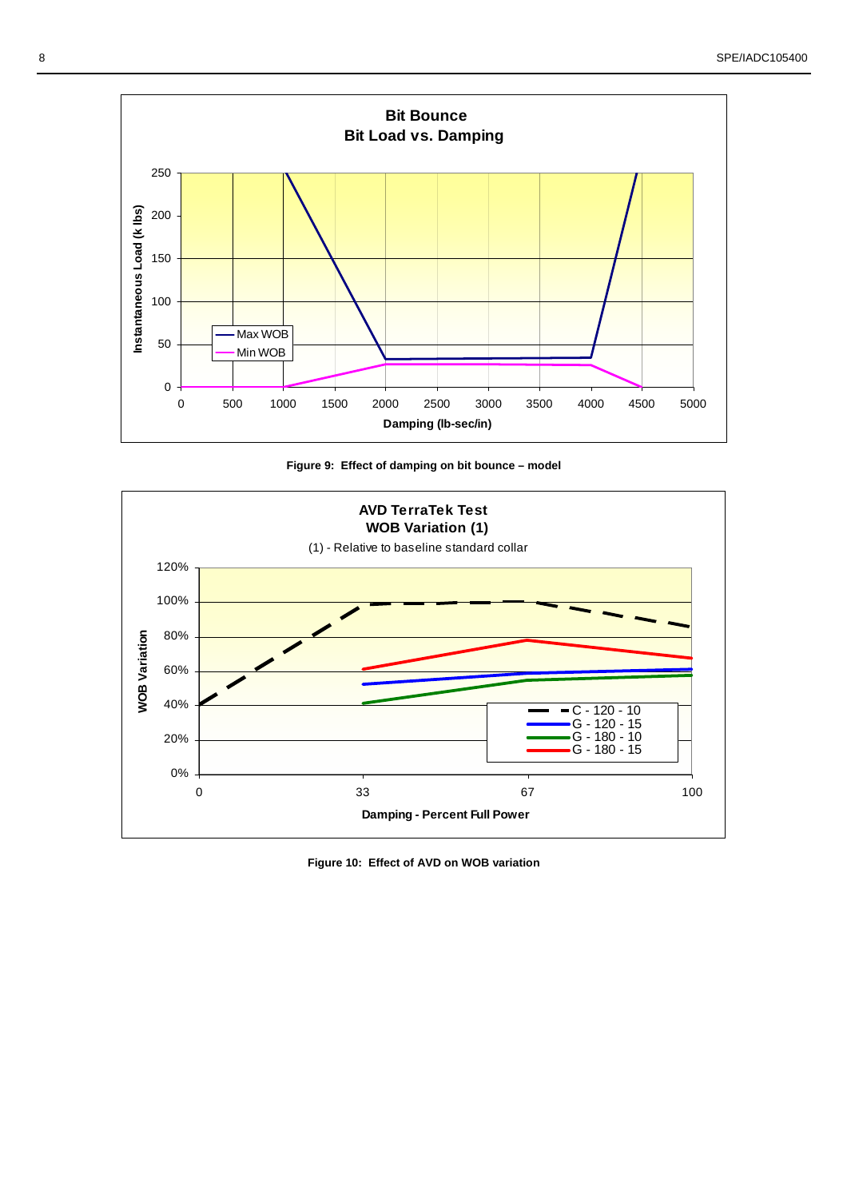**Figure 9: Effect of damping on bit bounce – model**

**Figure 10: Effect of AVD on WOB variation**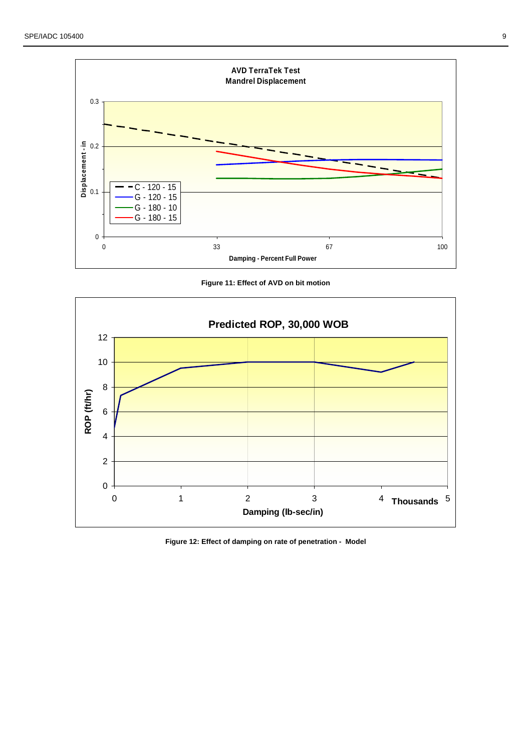Figure 11: Effect of AVD on bit motion

Figure 12: Effect of damping on rate of penetration - Model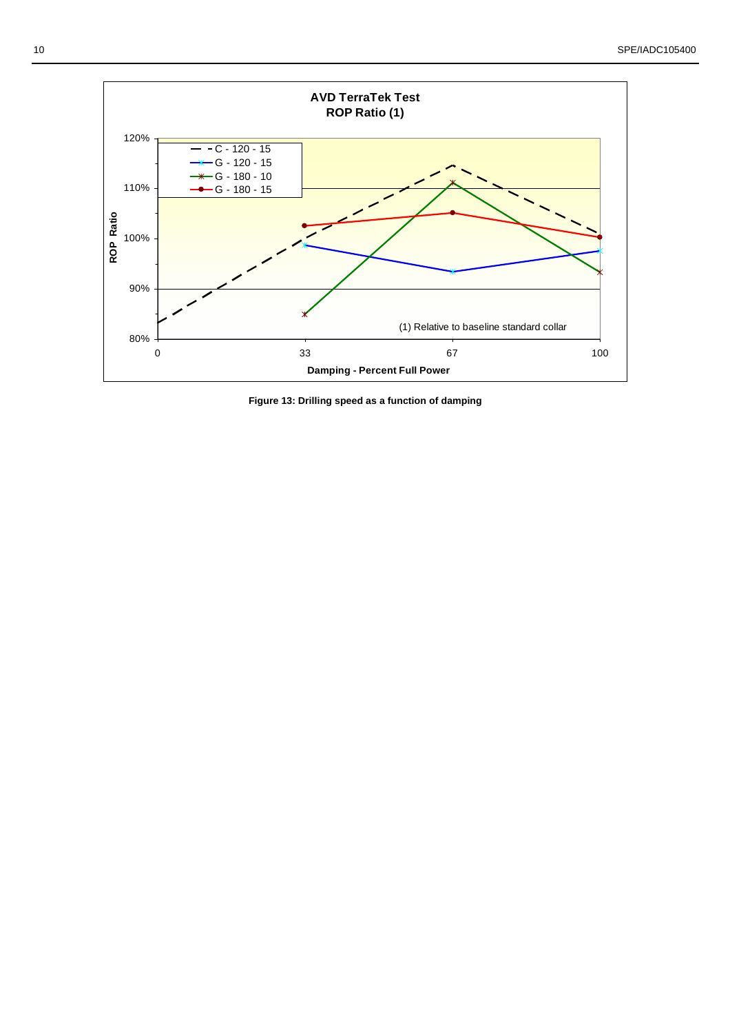AVD TerraTek Test
ROP Ratio (1)

120%
110%
100%
90%
80%

ROP Ratio

C - 120 - 15
G - 120 - 15
G - 180 - 10
G - 180 - 15

(1) Relative to baseline standard collar

0
33
67
100

Damping - Percent Full Power

**Figure 13: Drilling speed as a function of damping**